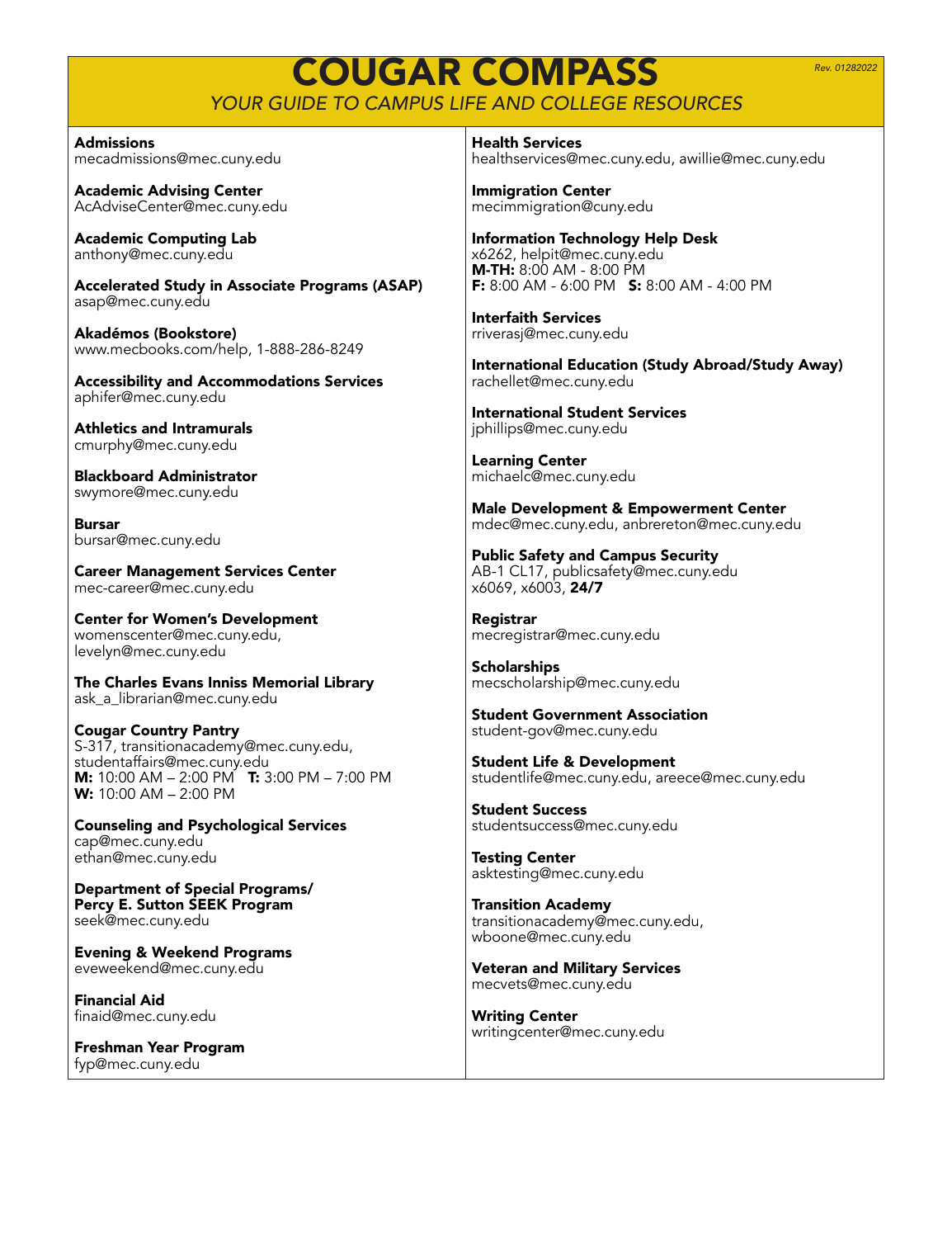# COUGAR COMPASS

*YOUR GUIDE TO CAMPUS LIFE AND COLLEGE RESOURCES*

*Rev. 01282022*

**Admissions**
mecadmissions@mec.cuny.edu

**Academic Advising Center**
AcAdviseCenter@mec.cuny.edu

**Academic Computing Lab**
anthony@mec.cuny.edu

**Accelerated Study in Associate Programs (ASAP)**
asap@mec.cuny.edu

**Akadémos (Bookstore)**
www.mecbooks.com/help, 1-888-286-8249

**Accessibility and Accommodations Services**
aphifer@mec.cuny.edu

**Athletics and Intramurals**
cmurphy@mec.cuny.edu

**Blackboard Administrator**
swymore@mec.cuny.edu

**Bursar**
bursar@mec.cuny.edu

**Career Management Services Center**
mec-career@mec.cuny.edu

**Center for Women's Development**
womenscenter@mec.cuny.edu,
levelyn@mec.cuny.edu

**The Charles Evans Inniss Memorial Library**
ask_a_librarian@mec.cuny.edu

**Cougar Country Pantry**
S-317, transitionacademy@mec.cuny.edu,
studentaffairs@mec.cuny.edu
**M:** 10:00 AM – 2:00 PM **T:** 3:00 PM – 7:00 PM
**W:** 10:00 AM – 2:00 PM

**Counseling and Psychological Services**
cap@mec.cuny.edu
ethan@mec.cuny.edu

**Department of Special Programs/ Percy E. Sutton SEEK Program**
seek@mec.cuny.edu

**Evening & Weekend Programs**
eveweekend@mec.cuny.edu

**Financial Aid**
finaid@mec.cuny.edu

**Freshman Year Program**
fyp@mec.cuny.edu

**Health Services**
healthservices@mec.cuny.edu, awillie@mec.cuny.edu

**Immigration Center**
mecimmigration@cuny.edu

**Information Technology Help Desk**
x6262, helpit@mec.cuny.edu
**M-TH:** 8:00 AM - 8:00 PM
**F:** 8:00 AM - 6:00 PM **S:** 8:00 AM - 4:00 PM

**Interfaith Services**
rriverasj@mec.cuny.edu

**International Education (Study Abroad/Study Away)**
rachellet@mec.cuny.edu

**International Student Services**
jphillips@mec.cuny.edu

**Learning Center**
michaelc@mec.cuny.edu

**Male Development & Empowerment Center**
mdec@mec.cuny.edu, anbrereton@mec.cuny.edu

**Public Safety and Campus Security**
AB-1 CL17, publicsafety@mec.cuny.edu
x6069, x6003, **24/7**

**Registrar**
mecregistrar@mec.cuny.edu

**Scholarships**
mecscholarship@mec.cuny.edu

**Student Government Association**
student-gov@mec.cuny.edu

**Student Life & Development**
studentlife@mec.cuny.edu, areece@mec.cuny.edu

**Student Success**
studentsuccess@mec.cuny.edu

**Testing Center**
asktesting@mec.cuny.edu

**Transition Academy**
transitionacademy@mec.cuny.edu,
wboone@mec.cuny.edu

**Veteran and Military Services**
mecvets@mec.cuny.edu

**Writing Center**
writingcenter@mec.cuny.edu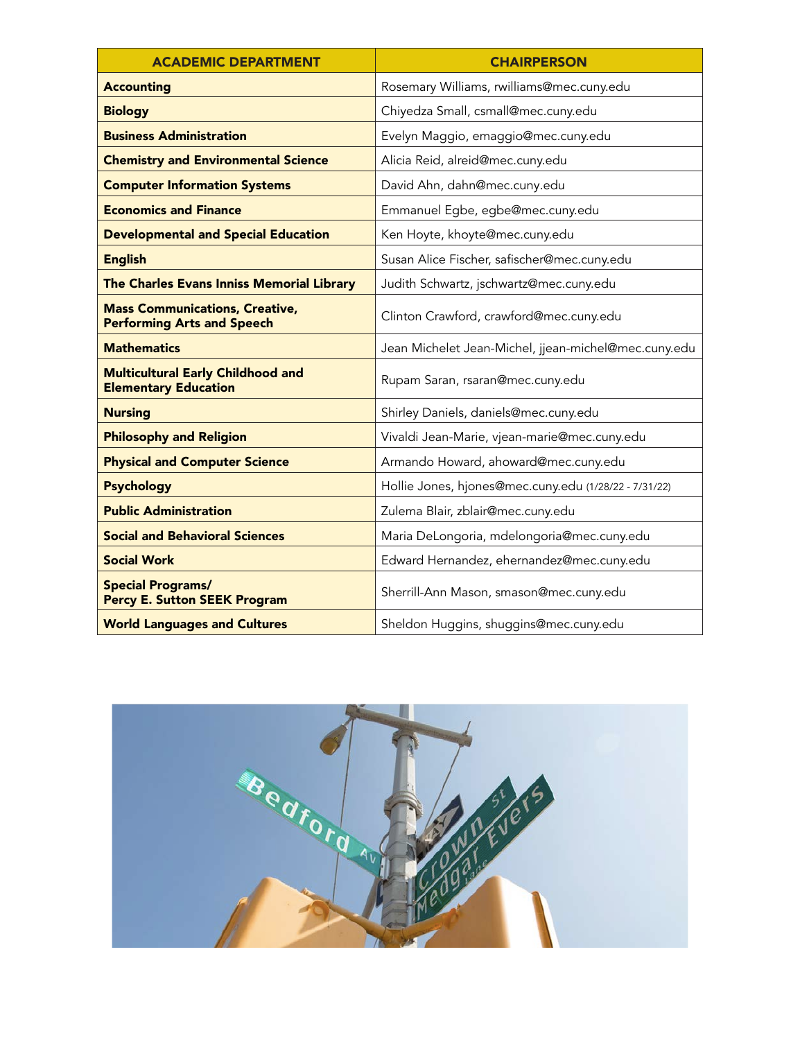| ACADEMIC DEPARTMENT | CHAIRPERSON |
| --- | --- |
| **Accounting** | Rosemary Williams, rwilliams@mec.cuny.edu |
| **Biology** | Chiyedza Small, csmall@mec.cuny.edu |
| **Business Administration** | Evelyn Maggio, emaggio@mec.cuny.edu |
| **Chemistry and Environmental Science** | Alicia Reid, alreid@mec.cuny.edu |
| **Computer Information Systems** | David Ahn, dahn@mec.cuny.edu |
| **Economics and Finance** | Emmanuel Egbe, egbe@mec.cuny.edu |
| **Developmental and Special Education** | Ken Hoyte, khoyte@mec.cuny.edu |
| **English** | Susan Alice Fischer, safischer@mec.cuny.edu |
| **The Charles Evans Inniss Memorial Library** | Judith Schwartz, jschwartz@mec.cuny.edu |
| **Mass Communications, Creative, Performing Arts and Speech** | Clinton Crawford, crawford@mec.cuny.edu |
| **Mathematics** | Jean Michelet Jean-Michel, jjean-michel@mec.cuny.edu |
| **Multicultural Early Childhood and Elementary Education** | Rupam Saran, rsaran@mec.cuny.edu |
| **Nursing** | Shirley Daniels, daniels@mec.cuny.edu |
| **Philosophy and Religion** | Vivaldi Jean-Marie, vjean-marie@mec.cuny.edu |
| **Physical and Computer Science** | Armando Howard, ahoward@mec.cuny.edu |
| **Psychology** | Hollie Jones, hjones@mec.cuny.edu (1/28/22 - 7/31/22) |
| **Public Administration** | Zulema Blair, zblair@mec.cuny.edu |
| **Social and Behavioral Sciences** | Maria DeLongoria, mdelongoria@mec.cuny.edu |
| **Social Work** | Edward Hernandez, ehernandez@mec.cuny.edu |
| **Special Programs/ Percy E. Sutton SEEK Program** | Sherrill-Ann Mason, smason@mec.cuny.edu |
| **World Languages and Cultures** | Sheldon Huggins, shuggins@mec.cuny.edu |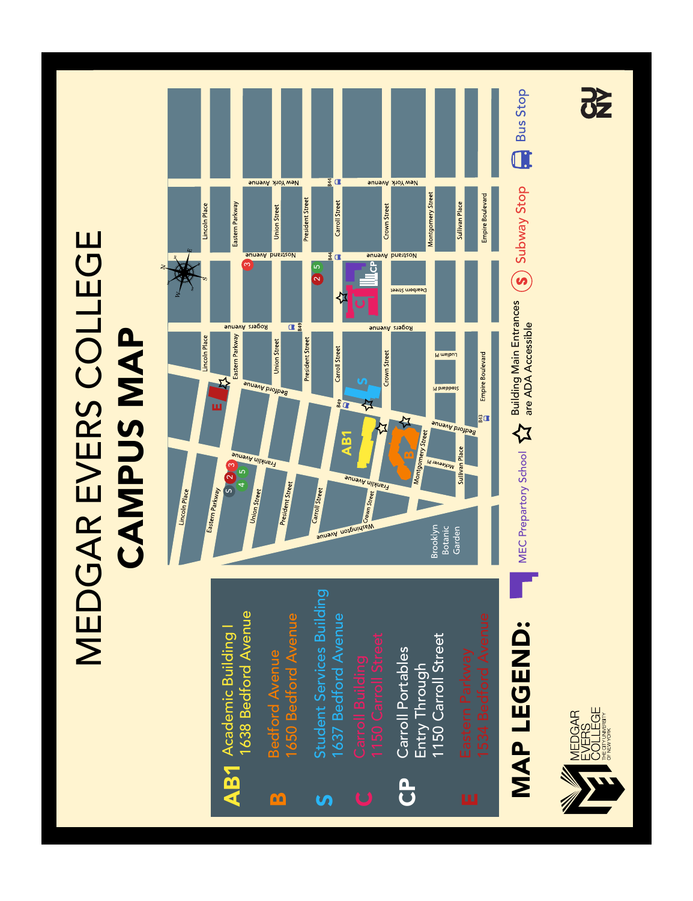# MEDGAR EVERS COLLEGE

# CAMPUS MAP

**AB1** Academic Building I
1638 Bedford Avenue

**B** Bedford Avenue
1650 Bedford Avenue

**S** Student Services Building
1637 Bedford Avenue

**C** Carroll Building
1150 Carroll Street

**CP** Carroll Portables
Entry Through
1150 Carroll Street

**E** Eastern Parkway
1534 Bedford Avenue

## MAP LEGEND:

MEC Prepartory School

Building Main Entrances are ADA Accessible

Subway Stop

Bus Stop

Lincoln Place
Eastern Parkway
Union Street
President Street
Carroll Street
Crown Street
Montgomery Street
Sullivan Place
Empire Boulevard
Washington Avenue
Franklin Avenue
Bedford Avenue
Rogers Avenue
Nostrand Avenue
New York Avenue
Dearborn Street
Ludlam Pl
Stoddard Pl
Mckeever Pl
Brooklyn Botanic Garden
B49
B44
B43

MEDGAR EVERS COLLEGE
THE CITY UNIVERSITY OF NEW YORK

CUNY